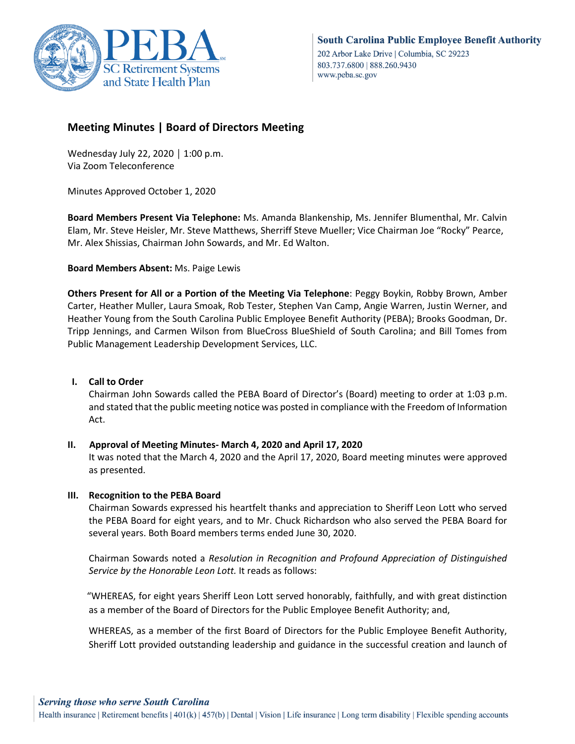## Meeting Minutes | Board of Directors Meeting

Wednesday July 22, 2020 | 1:00 p.m.
Via Zoom Teleconference

Minutes Approved October 1, 2020

**Board Members Present Via Telephone:** Ms. Amanda Blankenship, Ms. Jennifer Blumenthal, Mr. Calvin Elam, Mr. Steve Heisler, Mr. Steve Matthews, Sherriff Steve Mueller; Vice Chairman Joe "Rocky" Pearce, Mr. Alex Shissias, Chairman John Sowards, and Mr. Ed Walton.

**Board Members Absent:** Ms. Paige Lewis

**Others Present for All or a Portion of the Meeting Via Telephone**: Peggy Boykin, Robby Brown, Amber Carter, Heather Muller, Laura Smoak, Rob Tester, Stephen Van Camp, Angie Warren, Justin Werner, and Heather Young from the South Carolina Public Employee Benefit Authority (PEBA); Brooks Goodman, Dr. Tripp Jennings, and Carmen Wilson from BlueCross BlueShield of South Carolina; and Bill Tomes from Public Management Leadership Development Services, LLC.

### I. Call to Order

Chairman John Sowards called the PEBA Board of Director's (Board) meeting to order at 1:03 p.m. and stated that the public meeting notice was posted in compliance with the Freedom of Information Act.

### II. Approval of Meeting Minutes- March 4, 2020 and April 17, 2020

It was noted that the March 4, 2020 and the April 17, 2020, Board meeting minutes were approved as presented.

### III. Recognition to the PEBA Board

Chairman Sowards expressed his heartfelt thanks and appreciation to Sheriff Leon Lott who served the PEBA Board for eight years, and to Mr. Chuck Richardson who also served the PEBA Board for several years. Both Board members terms ended June 30, 2020.

Chairman Sowards noted a *Resolution in Recognition and Profound Appreciation of Distinguished Service by the Honorable Leon Lott.* It reads as follows:

"WHEREAS, for eight years Sheriff Leon Lott served honorably, faithfully, and with great distinction as a member of the Board of Directors for the Public Employee Benefit Authority; and,

WHEREAS, as a member of the first Board of Directors for the Public Employee Benefit Authority, Sheriff Lott provided outstanding leadership and guidance in the successful creation and launch of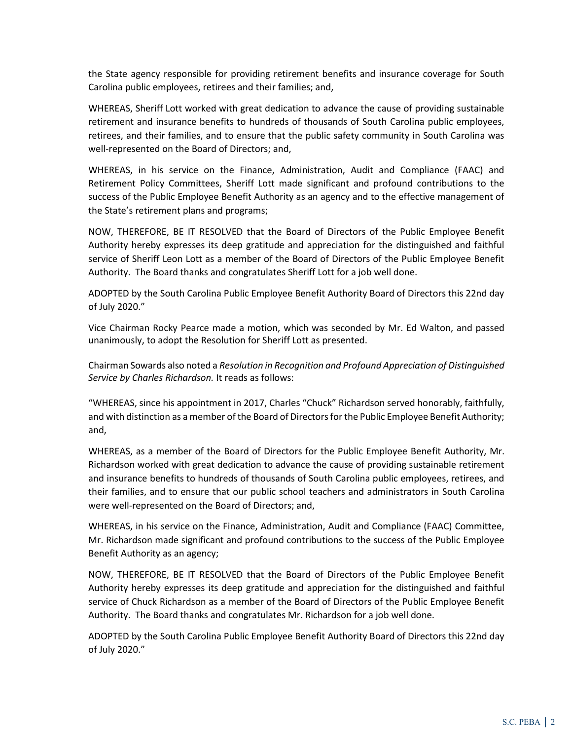the State agency responsible for providing retirement benefits and insurance coverage for South Carolina public employees, retirees and their families; and,

WHEREAS, Sheriff Lott worked with great dedication to advance the cause of providing sustainable retirement and insurance benefits to hundreds of thousands of South Carolina public employees, retirees, and their families, and to ensure that the public safety community in South Carolina was well-represented on the Board of Directors; and,

WHEREAS, in his service on the Finance, Administration, Audit and Compliance (FAAC) and Retirement Policy Committees, Sheriff Lott made significant and profound contributions to the success of the Public Employee Benefit Authority as an agency and to the effective management of the State's retirement plans and programs;

NOW, THEREFORE, BE IT RESOLVED that the Board of Directors of the Public Employee Benefit Authority hereby expresses its deep gratitude and appreciation for the distinguished and faithful service of Sheriff Leon Lott as a member of the Board of Directors of the Public Employee Benefit Authority. The Board thanks and congratulates Sheriff Lott for a job well done.

ADOPTED by the South Carolina Public Employee Benefit Authority Board of Directors this 22nd day of July 2020."

Vice Chairman Rocky Pearce made a motion, which was seconded by Mr. Ed Walton, and passed unanimously, to adopt the Resolution for Sheriff Lott as presented.

Chairman Sowards also noted a *Resolution in Recognition and Profound Appreciation of Distinguished Service by Charles Richardson.* It reads as follows:

"WHEREAS, since his appointment in 2017, Charles "Chuck" Richardson served honorably, faithfully, and with distinction as a member of the Board of Directors for the Public Employee Benefit Authority; and,

WHEREAS, as a member of the Board of Directors for the Public Employee Benefit Authority, Mr. Richardson worked with great dedication to advance the cause of providing sustainable retirement and insurance benefits to hundreds of thousands of South Carolina public employees, retirees, and their families, and to ensure that our public school teachers and administrators in South Carolina were well-represented on the Board of Directors; and,

WHEREAS, in his service on the Finance, Administration, Audit and Compliance (FAAC) Committee, Mr. Richardson made significant and profound contributions to the success of the Public Employee Benefit Authority as an agency;

NOW, THEREFORE, BE IT RESOLVED that the Board of Directors of the Public Employee Benefit Authority hereby expresses its deep gratitude and appreciation for the distinguished and faithful service of Chuck Richardson as a member of the Board of Directors of the Public Employee Benefit Authority. The Board thanks and congratulates Mr. Richardson for a job well done.

ADOPTED by the South Carolina Public Employee Benefit Authority Board of Directors this 22nd day of July 2020."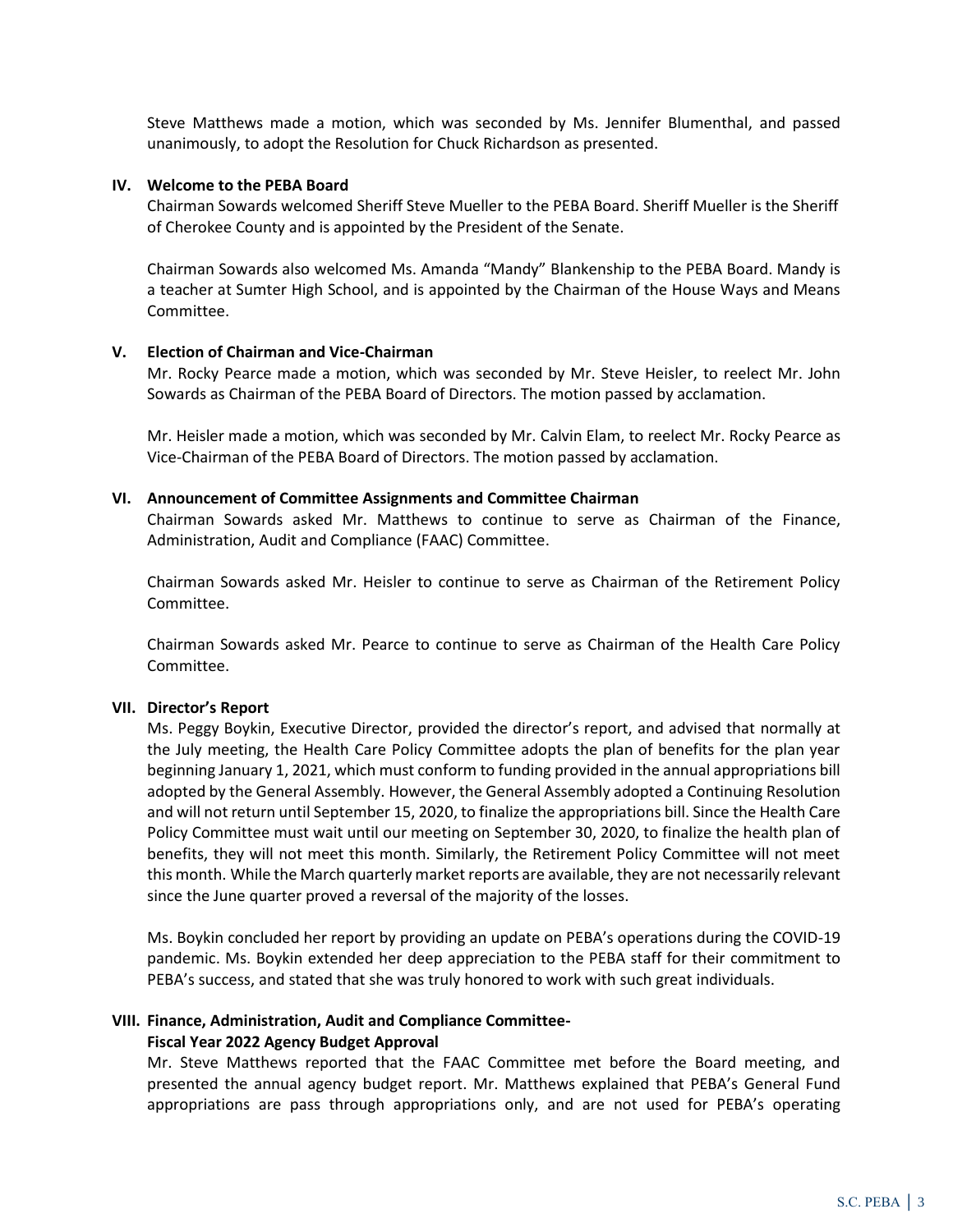Steve Matthews made a motion, which was seconded by Ms. Jennifer Blumenthal, and passed unanimously, to adopt the Resolution for Chuck Richardson as presented.

## IV. Welcome to the PEBA Board

Chairman Sowards welcomed Sheriff Steve Mueller to the PEBA Board. Sheriff Mueller is the Sheriff of Cherokee County and is appointed by the President of the Senate.

Chairman Sowards also welcomed Ms. Amanda "Mandy" Blankenship to the PEBA Board. Mandy is a teacher at Sumter High School, and is appointed by the Chairman of the House Ways and Means Committee.

## V. Election of Chairman and Vice-Chairman

Mr. Rocky Pearce made a motion, which was seconded by Mr. Steve Heisler, to reelect Mr. John Sowards as Chairman of the PEBA Board of Directors. The motion passed by acclamation.

Mr. Heisler made a motion, which was seconded by Mr. Calvin Elam, to reelect Mr. Rocky Pearce as Vice-Chairman of the PEBA Board of Directors. The motion passed by acclamation.

## VI. Announcement of Committee Assignments and Committee Chairman

Chairman Sowards asked Mr. Matthews to continue to serve as Chairman of the Finance, Administration, Audit and Compliance (FAAC) Committee.

Chairman Sowards asked Mr. Heisler to continue to serve as Chairman of the Retirement Policy Committee.

Chairman Sowards asked Mr. Pearce to continue to serve as Chairman of the Health Care Policy Committee.

## VII. Director's Report

Ms. Peggy Boykin, Executive Director, provided the director's report, and advised that normally at the July meeting, the Health Care Policy Committee adopts the plan of benefits for the plan year beginning January 1, 2021, which must conform to funding provided in the annual appropriations bill adopted by the General Assembly. However, the General Assembly adopted a Continuing Resolution and will not return until September 15, 2020, to finalize the appropriations bill. Since the Health Care Policy Committee must wait until our meeting on September 30, 2020, to finalize the health plan of benefits, they will not meet this month. Similarly, the Retirement Policy Committee will not meet this month. While the March quarterly market reports are available, they are not necessarily relevant since the June quarter proved a reversal of the majority of the losses.

Ms. Boykin concluded her report by providing an update on PEBA's operations during the COVID-19 pandemic. Ms. Boykin extended her deep appreciation to the PEBA staff for their commitment to PEBA's success, and stated that she was truly honored to work with such great individuals.

## VIII. Finance, Administration, Audit and Compliance Committee- Fiscal Year 2022 Agency Budget Approval

Mr. Steve Matthews reported that the FAAC Committee met before the Board meeting, and presented the annual agency budget report. Mr. Matthews explained that PEBA's General Fund appropriations are pass through appropriations only, and are not used for PEBA's operating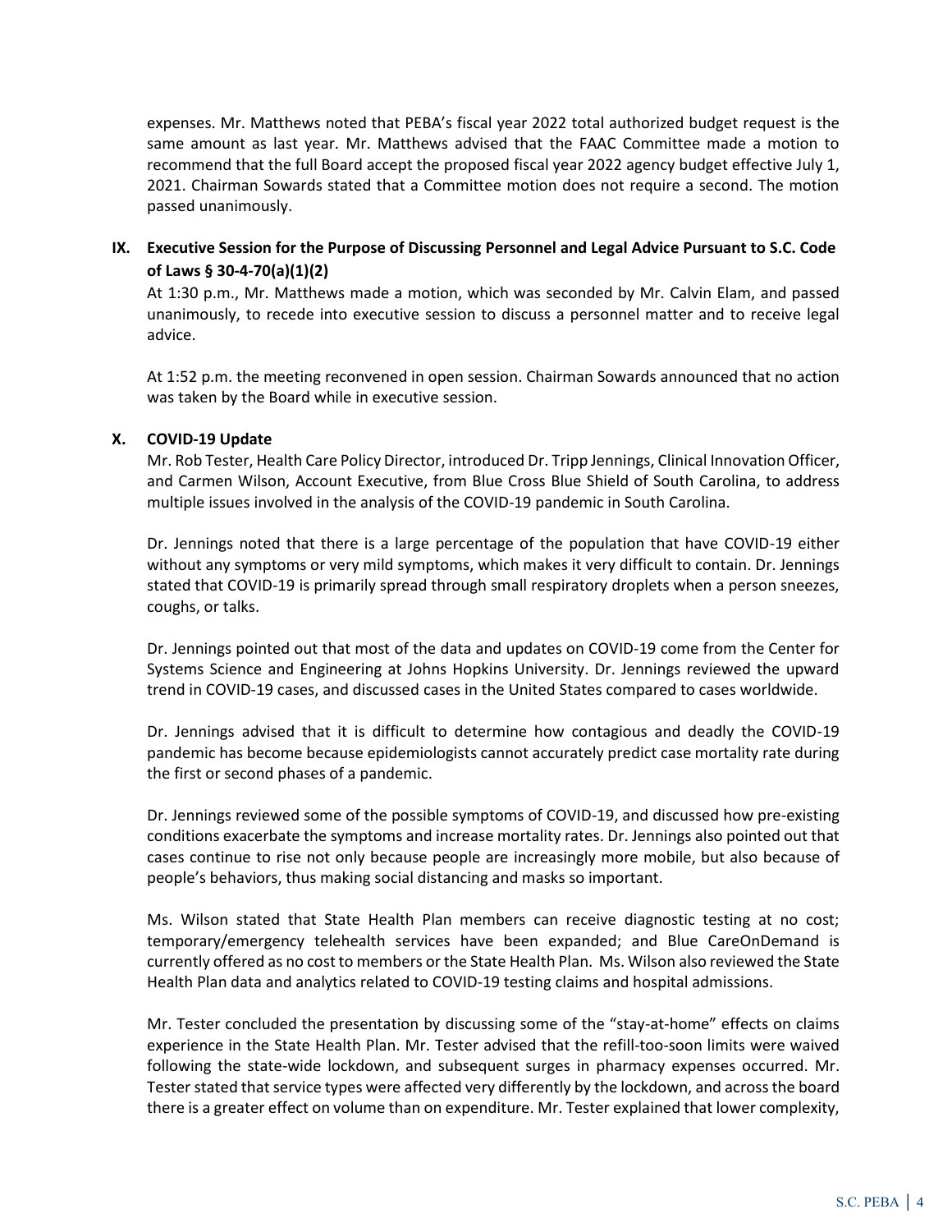expenses. Mr. Matthews noted that PEBA's fiscal year 2022 total authorized budget request is the same amount as last year. Mr. Matthews advised that the FAAC Committee made a motion to recommend that the full Board accept the proposed fiscal year 2022 agency budget effective July 1, 2021. Chairman Sowards stated that a Committee motion does not require a second. The motion passed unanimously.

## IX. Executive Session for the Purpose of Discussing Personnel and Legal Advice Pursuant to S.C. Code of Laws § 30-4-70(a)(1)(2)

At 1:30 p.m., Mr. Matthews made a motion, which was seconded by Mr. Calvin Elam, and passed unanimously, to recede into executive session to discuss a personnel matter and to receive legal advice.

At 1:52 p.m. the meeting reconvened in open session. Chairman Sowards announced that no action was taken by the Board while in executive session.

## X. COVID-19 Update

Mr. Rob Tester, Health Care Policy Director, introduced Dr. Tripp Jennings, Clinical Innovation Officer, and Carmen Wilson, Account Executive, from Blue Cross Blue Shield of South Carolina, to address multiple issues involved in the analysis of the COVID-19 pandemic in South Carolina.

Dr. Jennings noted that there is a large percentage of the population that have COVID-19 either without any symptoms or very mild symptoms, which makes it very difficult to contain. Dr. Jennings stated that COVID-19 is primarily spread through small respiratory droplets when a person sneezes, coughs, or talks.

Dr. Jennings pointed out that most of the data and updates on COVID-19 come from the Center for Systems Science and Engineering at Johns Hopkins University. Dr. Jennings reviewed the upward trend in COVID-19 cases, and discussed cases in the United States compared to cases worldwide.

Dr. Jennings advised that it is difficult to determine how contagious and deadly the COVID-19 pandemic has become because epidemiologists cannot accurately predict case mortality rate during the first or second phases of a pandemic.

Dr. Jennings reviewed some of the possible symptoms of COVID-19, and discussed how pre-existing conditions exacerbate the symptoms and increase mortality rates. Dr. Jennings also pointed out that cases continue to rise not only because people are increasingly more mobile, but also because of people's behaviors, thus making social distancing and masks so important.

Ms. Wilson stated that State Health Plan members can receive diagnostic testing at no cost; temporary/emergency telehealth services have been expanded; and Blue CareOnDemand is currently offered as no cost to members or the State Health Plan. Ms. Wilson also reviewed the State Health Plan data and analytics related to COVID-19 testing claims and hospital admissions.

Mr. Tester concluded the presentation by discussing some of the "stay-at-home" effects on claims experience in the State Health Plan. Mr. Tester advised that the refill-too-soon limits were waived following the state-wide lockdown, and subsequent surges in pharmacy expenses occurred. Mr. Tester stated that service types were affected very differently by the lockdown, and across the board there is a greater effect on volume than on expenditure. Mr. Tester explained that lower complexity,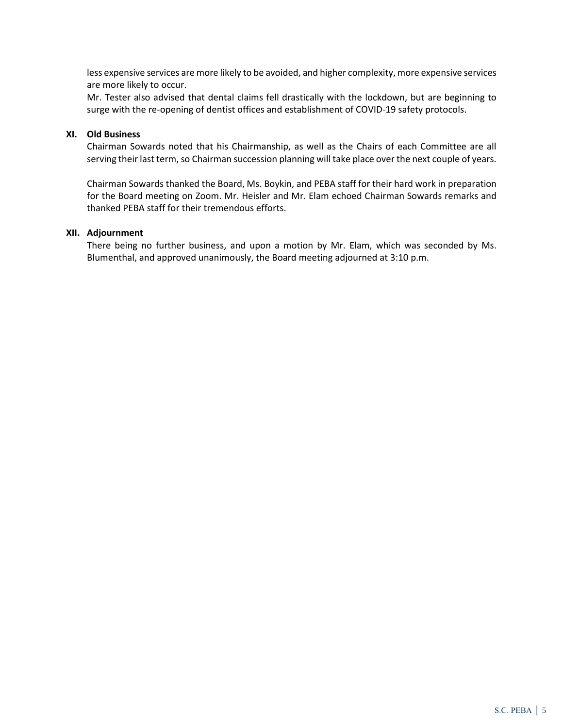less expensive services are more likely to be avoided, and higher complexity, more expensive services are more likely to occur.

Mr. Tester also advised that dental claims fell drastically with the lockdown, but are beginning to surge with the re-opening of dentist offices and establishment of COVID-19 safety protocols.

## XI. Old Business

Chairman Sowards noted that his Chairmanship, as well as the Chairs of each Committee are all serving their last term, so Chairman succession planning will take place over the next couple of years.

Chairman Sowards thanked the Board, Ms. Boykin, and PEBA staff for their hard work in preparation for the Board meeting on Zoom. Mr. Heisler and Mr. Elam echoed Chairman Sowards remarks and thanked PEBA staff for their tremendous efforts.

## XII. Adjournment

There being no further business, and upon a motion by Mr. Elam, which was seconded by Ms. Blumenthal, and approved unanimously, the Board meeting adjourned at 3:10 p.m.